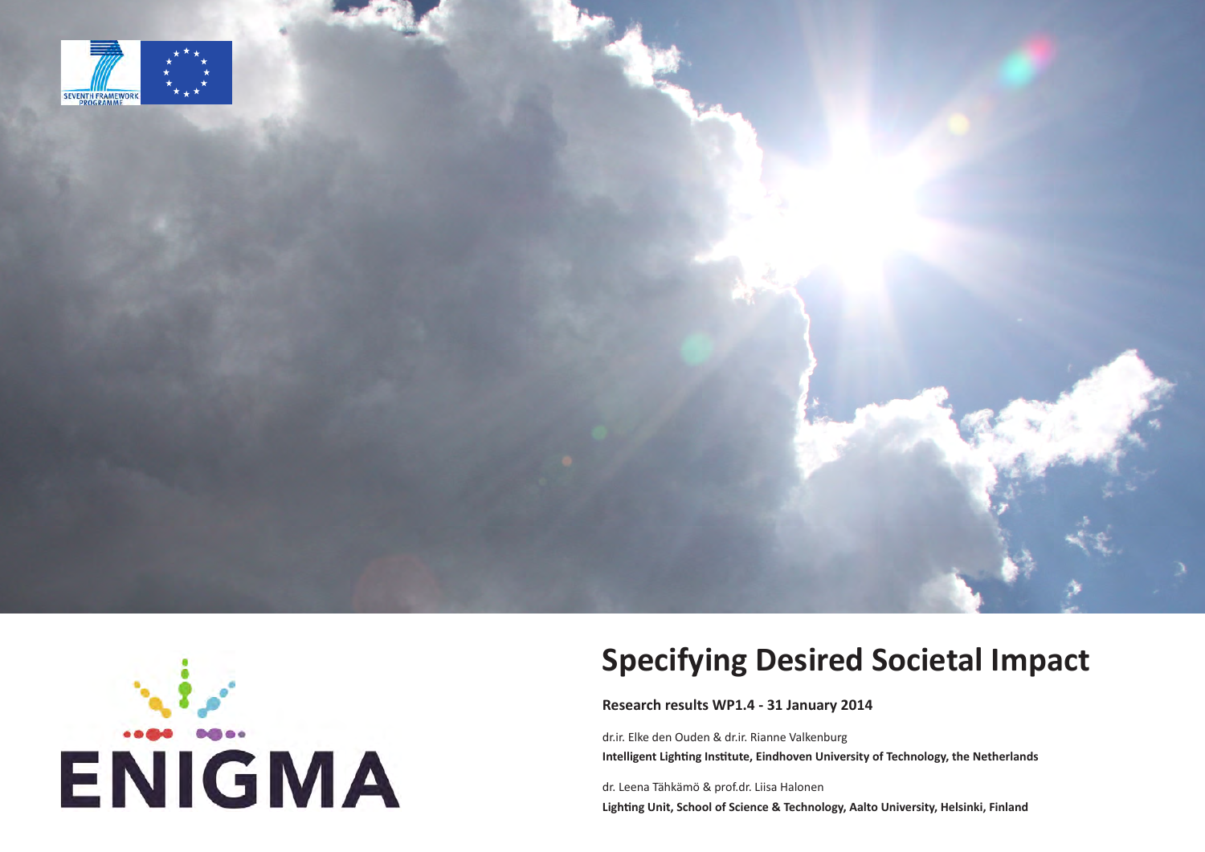SEVENTH FRAMEWORK PROGRAMME

ENIGMA

# Specifying Desired Societal Impact

**Research results WP1.4 - 31 January 2014**

dr.ir. Elke den Ouden & dr.ir. Rianne Valkenburg
**Intelligent Lighting Institute, Eindhoven University of Technology, the Netherlands**

dr. Leena Tähkämö & prof.dr. Liisa Halonen
**Lighting Unit, School of Science & Technology, Aalto University, Helsinki, Finland**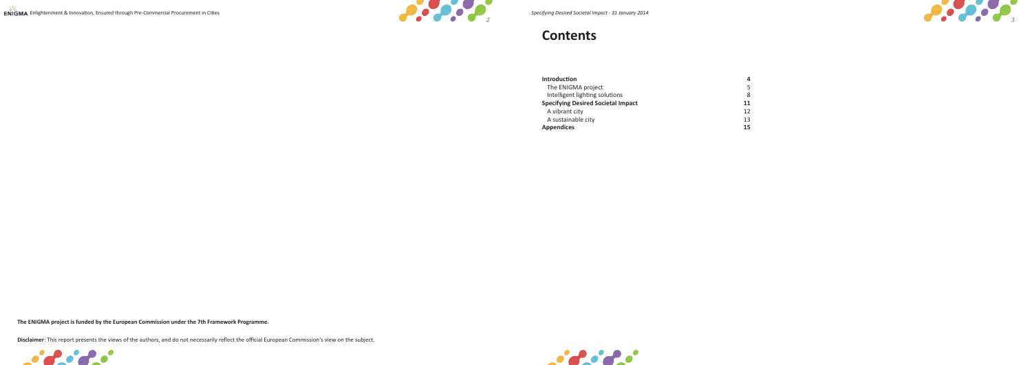**The ENIGMA project is funded by the European Commission under the 7th Framework Programme.**

**Disclaimer**: This report presents the views of the authors, and do not necessarily reflect the official European Commission's view on the subject.

# Contents

| | |
|---|---|
| **Introduction** | **4** |
| The ENIGMA project | 5 |
| Intelligent lighting solutions | 8 |
| **Specifying Desired Societal Impact** | **11** |
| A vibrant city | 12 |
| A sustainable city | 13 |
| **Appendices** | **15** |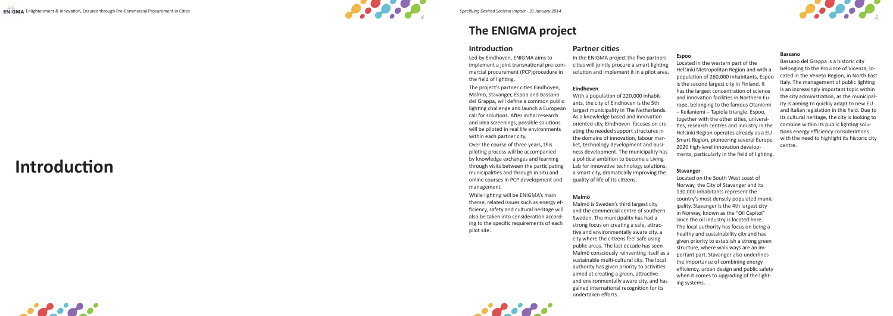# Introduction

## The ENIGMA project

### Introduction

Led by Eindhoven, ENIGMA aims to implement a joint transnational pre-commercial procurement (PCP)procedure in the field of lighting.

The project's partner cities Eindhoven, Malmö, Stavanger, Espoo and Bassano del Grappa, will define a common public lighting challenge and launch a European call for solutions. After initial research and idea screenings, possible solutions will be piloted in real life environments within each partner city.

Over the course of three years, this piloting process will be accompanied by knowledge exchanges and learning through visits between the participating municipalities and through in situ and online courses in PCP development and management.

While lighting will be ENIGMA's main theme, related issues such as energy efficiency, safety and cultural heritage will also be taken into consideration according to the specific requirements of each pilot site.

### Partner cities

In the ENIGMA project the five partners cities will jointly procure a smart lighting solution and implement it in a pilot area.

#### Eindhoven

With a population of 220,000 inhabitants, the city of Eindhoven is the 5th largest municipality in The Netherlands. As a knowledge based and innovation oriented city, Eindhoven focuses on creating the needed support structures in the domains of innovation, labour market, technology development and business development. The municipality has a political ambition to become a Living Lab for innovative technology solutions, a smart city, dramatically improving the quality of life of its citizens.

#### Malmö

Malmö is Sweden's third largest city and the commercial centre of southern Sweden. The municipality has had a strong focus on creating a safe, attractive and environmentally aware city, a city where the citizens feel safe using public areas. The last decade has seen Malmö consciously reinventing itself as a sustainable multi-cultural city. The local authority has given priority to activities aimed at creating a green, attractive and environmentally aware city, and has gained international recognition for its undertaken efforts.

#### Espoo

Located in the western part of the Helsinki Metropolitan Region and with a population of 260,000 inhabitants, Espoo is the second largest city in Finland. It has the largest concentration of science and innovation facilities in Northern Europe, belonging to the famous Otaniemi – Keilaniemi – Tapiola triangle. Espoo, together with the other cities, universities, research centres and industry in the Helsinki Region operates already as a EU Smart Region, pioneering several Europe 2020 high-level innovation developments, particularly in the field of lighting.

#### Stavanger

Located on the South West coast of Norway, the City of Stavanger and its 130.000 inhabitants represent the country's most densely populated municipality. Stavanger is the 4th largest city in Norway, known as the "Oil Capitol" since the oil industry is located here. The local authority has focus on being a healthy and sustainability city and has given priority to establish a strong green structure, where walk ways are an important part. Stavanger also underlines the importance of combining energy efficiency, urban design and public safety when it comes to upgrading of the lighting systems.

#### Bassano

Bassano del Grappa is a historic city belonging to the Province of Vicenza, located in the Veneto Region, in North East Italy. The management of public lighting is an increasingly important topic within the city administration, as the municipality is aiming to quickly adapt to new EU and Italian legislation in this field. Due to its cultural heritage, the city is looking to combine within its public lighting solutions energy efficiency considerations with the need to highlight its historic city centre.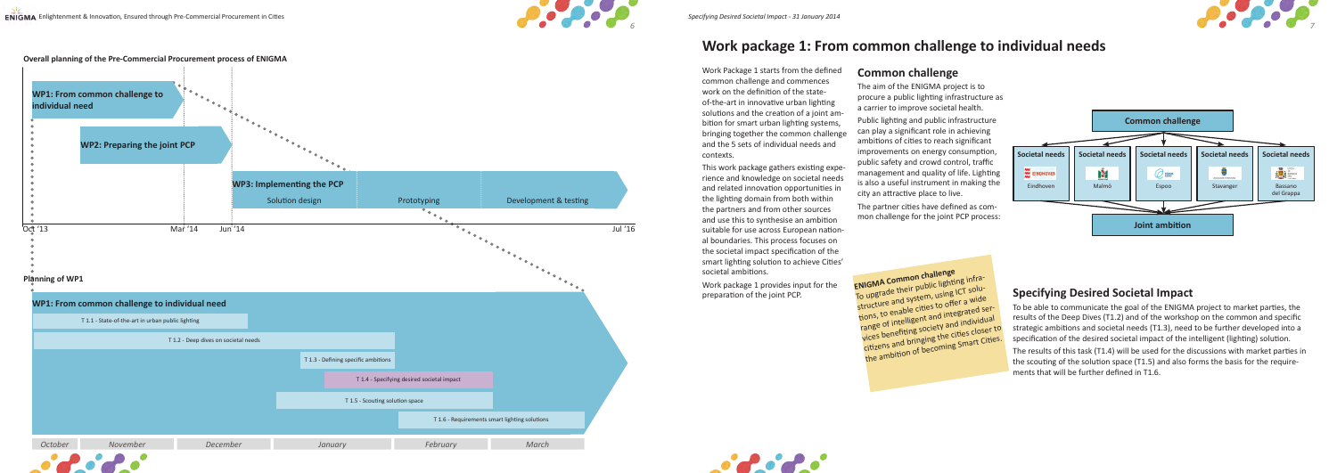**Overall planning of the Pre-Commercial Procurement process of ENIGMA**

WP1: From common challenge to individual need

WP2: Preparing the joint PCP

WP3: Implementing the PCP

Solution design | Prototyping | Development & testing

Oct '13 | Mar '14 | Jun '14 | Jul '16

**Planning of WP1**

**WP1: From common challenge to individual need**

T 1.1 - State-of-the-art in urban public lighting

T 1.2 - Deep dives on societal needs

T 1.3 - Defining specific ambitions

T 1.4 - Specifying desired societal impact

T 1.5 - Scouting solution space

T 1.6 - Requirements smart lighting solutions

October | November | December | January | February | March

# Work package 1: From common challenge to individual needs

Work Package 1 starts from the defined common challenge and commences work on the definition of the state-of-the-art in innovative urban lighting solutions and the creation of a joint ambition for smart urban lighting systems, bringing together the common challenge and the 5 sets of individual needs and contexts.

This work package gathers existing experience and knowledge on societal needs and related innovation opportunities in the lighting domain from both within the partners and from other sources and use this to synthesise an ambition suitable for use across European national boundaries. This process focuses on the societal impact specification of the smart lighting solution to achieve Cities' societal ambitions.

Work package 1 provides input for the preparation of the joint PCP.

## Common challenge

The aim of the ENIGMA project is to procure a public lighting infrastructure as a carrier to improve societal health.

Public lighting and public infrastructure can play a significant role in achieving ambitions of cities to reach significant improvements on energy consumption, public safety and crowd control, traffic management and quality of life. Lighting is also a useful instrument in making the city an attractive place to live.

The partner cities have defined as common challenge for the joint PCP process:

**ENIGMA Common challenge**
To upgrade their public lighting infrastructure and system, using ICT solutions, to enable cities to offer a wide range of intelligent and integrated services benefiting society and individual citizens and bringing the cities closer to the ambition of becoming Smart Cities.

Common challenge

| Societal needs | Societal needs | Societal needs | Societal needs | Societal needs |
|---|---|---|---|---|
| Eindhoven | Malmö | Espoo | Stavanger | Bassano del Grappa |

Joint ambition

## Specifying Desired Societal Impact

To be able to communicate the goal of the ENIGMA project to market parties, the results of the Deep Dives (T1.2) and of the workshop on the common and specific strategic ambitions and societal needs (T1.3), need to be further developed into a specification of the desired societal impact of the intelligent (lighting) solution.

The results of this task (T1.4) will be used for the discussions with market parties in the scouting of the solution space (T1.5) and also forms the basis for the requirements that will be further defined in T1.6.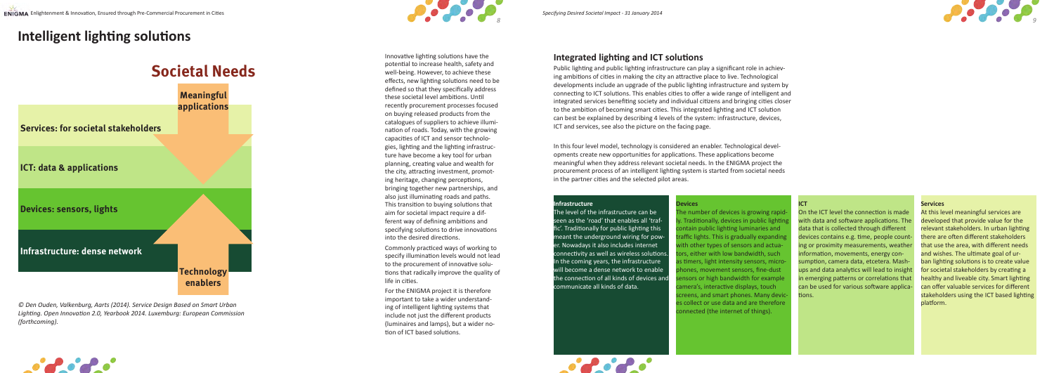# Intelligent lighting solutions

## Societal Needs

**Meaningful applications**

**Services: for societal stakeholders**

**ICT: data & applications**

**Devices: sensors, lights**

**Infrastructure: dense network**

**Technology enablers**

*© Den Ouden, Valkenburg, Aarts (2014). Service Design Based on Smart Urban Lighting. Open Innovation 2.0, Yearbook 2014. Luxemburg: European Commission (forthcoming).*

Innovative lighting solutions have the potential to increase health, safety and well-being. However, to achieve these effects, new lighting solutions need to be defined so that they specifically address these societal level ambitions. Until recently procurement processes focused on buying released products from the catalogues of suppliers to achieve illumination of roads. Today, with the growing capacities of ICT and sensor technologies, lighting and the lighting infrastructure have become a key tool for urban planning, creating value and wealth for the city, attracting investment, promoting heritage, changing perceptions, bringing together new partnerships, and also just illuminating roads and paths. This transition to buying solutions that aim for societal impact require a different way of defining ambitions and specifying solutions to drive innovations into the desired directions.

Commonly practiced ways of working to specify illumination levels would not lead to the procurement of innovative solutions that radically improve the quality of life in cities.

For the ENIGMA project it is therefore important to take a wider understanding of intelligent lighting systems that include not just the different products (luminaires and lamps), but a wider notion of ICT based solutions.

## Integrated lighting and ICT solutions

Public lighting and public lighting infrastructure can play a significant role in achieving ambitions of cities in making the city an attractive place to live. Technological developments include an upgrade of the public lighting infrastructure and system by connecting to ICT solutions. This enables cities to offer a wide range of intelligent and integrated services benefiting society and individual citizens and bringing cities closer to the ambition of becoming smart cities. This integrated lighting and ICT solution can best be explained by describing 4 levels of the system: infrastructure, devices, ICT and services, see also the picture on the facing page.

In this four level model, technology is considered an enabler. Technological developments create new opportunities for applications. These applications become meaningful when they address relevant societal needs. In the ENIGMA project the procurement process of an intelligent lighting system is started from societal needs in the partner cities and the selected pilot areas.

**Infrastructure**

The level of the infrastructure can be seen as the 'road' that enables all 'traffic'. Traditionally for public lighting this meant the underground wiring for power. Nowadays it also includes internet connectivity as well as wireless solutions. In the coming years, the infrastructure will become a dense network to enable the connection of all kinds of devices and communicate all kinds of data.

**Devices**

The number of devices is growing rapidly. Traditionally, devices in public lighting contain public lighting luminaries and traffic lights. This is gradually expanding with other types of sensors and actuators, either with low bandwidth, such as timers, light intensity sensors, microphones, movement sensors, fine-dust sensors or high bandwidth for example camera's, interactive displays, touch screens, and smart phones. Many devices collect or use data and are therefore connected (the internet of things).

**ICT**

On the ICT level the connection is made with data and software applications. The data that is collected through different devices contains e.g. time, people counting or proximity measurements, weather information, movements, energy consumption, camera data, etcetera. Mash-ups and data analytics will lead to insight in emerging patterns or correlations that can be used for various software applications.

**Services**

At this level meaningful services are developed that provide value for the relevant stakeholders. In urban lighting there are often different stakeholders that use the area, with different needs and wishes. The ultimate goal of urban lighting solutions is to create value for societal stakeholders by creating a healthy and liveable city. Smart lighting can offer valuable services for different stakeholders using the ICT based lighting platform.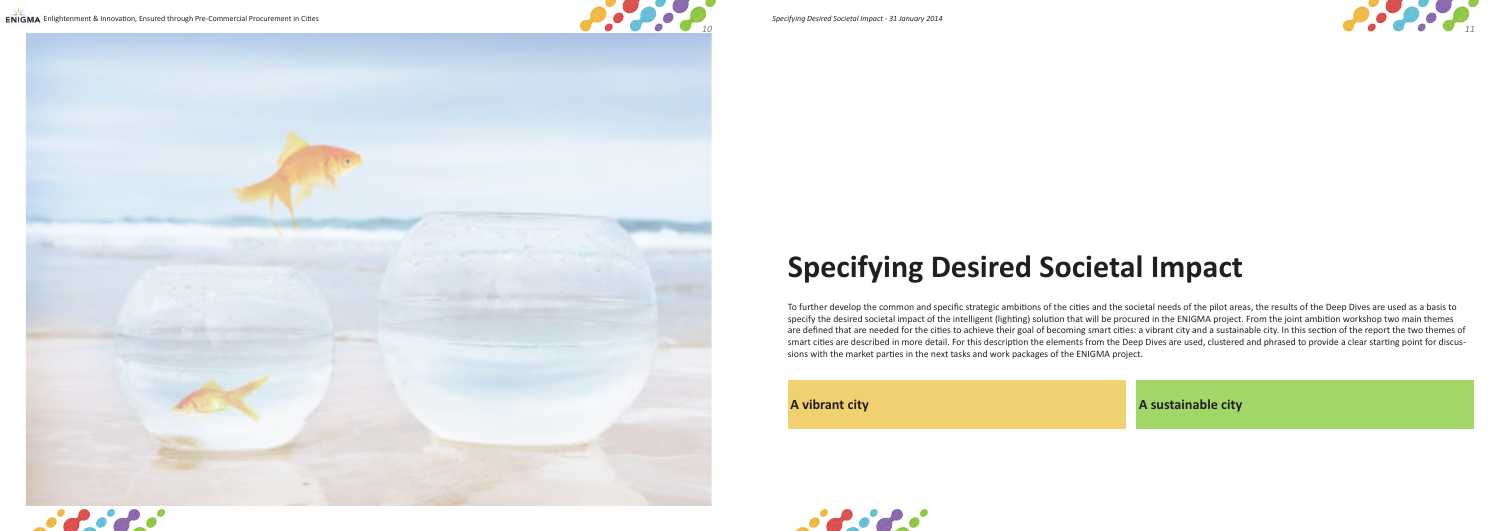# Specifying Desired Societal Impact

To further develop the common and specific strategic ambitions of the cities and the societal needs of the pilot areas, the results of the Deep Dives are used as a basis to specify the desired societal impact of the intelligent (lighting) solution that will be procured in the ENIGMA project. From the joint ambition workshop two main themes are defined that are needed for the cities to achieve their goal of becoming smart cities: a vibrant city and a sustainable city. In this section of the report the two themes of smart cities are described in more detail. For this description the elements from the Deep Dives are used, clustered and phrased to provide a clear starting point for discussions with the market parties in the next tasks and work packages of the ENIGMA project.

**A vibrant city**

**A sustainable city**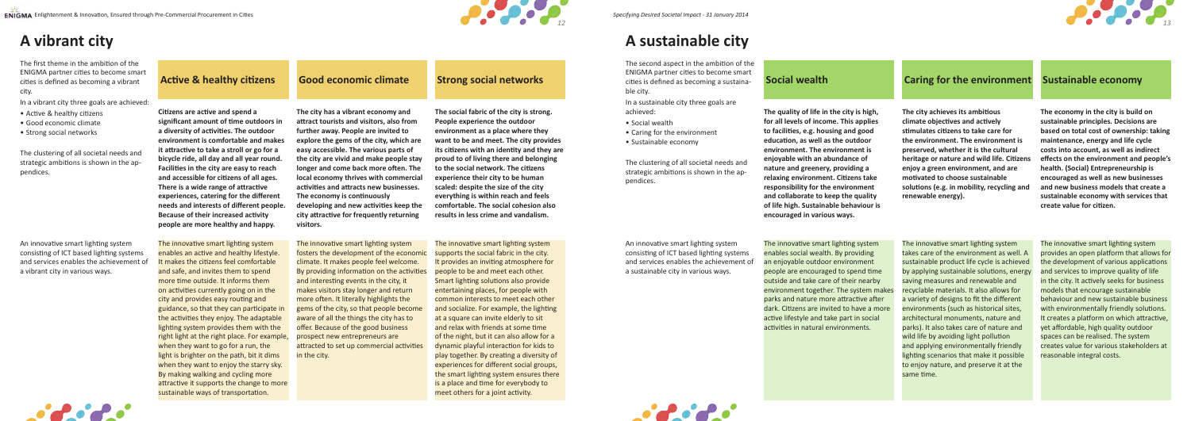# A vibrant city

The first theme in the ambition of the ENIGMA partner cities to become smart cities is defined as becoming a vibrant city.

In a vibrant city three goals are achieved:

- Active & healthy citizens
- Good economic climate
- Strong social networks

The clustering of all societal needs and strategic ambitions is shown in the appendices.

An innovative smart lighting system consisting of ICT based lighting systems and services enables the achievement of a vibrant city in various ways.

## Active & healthy citizens

**Citizens are active and spend a significant amount of time outdoors in a diversity of activities. The outdoor environment is comfortable and makes it attractive to take a stroll or go for a bicycle ride, all day and all year round. Facilities in the city are easy to reach and accessible for citizens of all ages. There is a wide range of attractive experiences, catering for the different needs and interests of different people. Because of their increased activity people are more healthy and happy.**

The innovative smart lighting system enables an active and healthy lifestyle. It makes the citizens feel comfortable and safe, and invites them to spend more time outside. It informs them on activities currently going on in the city and provides easy routing and guidance, so that they can participate in the activities they enjoy. The adaptable lighting system provides them with the right light at the right place. For example, when they want to go for a run, the light is brighter on the path, but it dims when they want to enjoy the starry sky. By making walking and cycling more attractive it supports the change to more sustainable ways of transportation.

## Good economic climate

**The city has a vibrant economy and attract tourists and visitors, also from further away. People are invited to explore the gems of the city, which are easy accessible. The various parts of the city are vivid and make people stay longer and come back more often. The local economy thrives with commercial activities and attracts new businesses. The economy is continuously developing and new activities keep the city attractive for frequently returning visitors.**

The innovative smart lighting system fosters the development of the economic climate. It makes people feel welcome. By providing information on the activities and interesting events in the city, it makes visitors stay longer and return more often. It literally highlights the gems of the city, so that people become aware of all the things the city has to offer. Because of the good business prospect new entrepreneurs are attracted to set up commercial activities in the city.

## Strong social networks

**The social fabric of the city is strong. People experience the outdoor environment as a place where they want to be and meet. The city provides its citizens with an identity and they are proud of to living there and belonging to the social network. The citizens experience their city to be human scaled: despite the size of the city everything is within reach and feels comfortable. The social cohesion also results in less crime and vandalism.**

The innovative smart lighting system supports the social fabric in the city. It provides an inviting atmosphere for people to be and meet each other. Smart lighting solutions also provide entertaining places, for people with common interests to meet each other and socialize. For example, the lighting at a square can invite elderly to sit and relax with friends at some time of the night, but it can also allow for a dynamic playful interaction for kids to play together. By creating a diversity of experiences for different social groups, the smart lighting system ensures there is a place and time for everybody to meet others for a joint activity.

# A sustainable city

The second aspect in the ambition of the ENIGMA partner cities to become smart cities is defined as becoming a sustainable city.

In a sustainable city three goals are achieved:

- Social wealth
- Caring for the environment
- Sustainable economy

The clustering of all societal needs and strategic ambitions is shown in the appendices.

An innovative smart lighting system consisting of ICT based lighting systems and services enables the achievement of a sustainable city in various ways.

## Social wealth

**The quality of life in the city is high, for all levels of income. This applies to facilities, e.g. housing and good education, as well as the outdoor environment. The environment is enjoyable with an abundance of nature and greenery, providing a relaxing environment. Citizens take responsibility for the environment and collaborate to keep the quality of life high. Sustainable behaviour is encouraged in various ways.**

The innovative smart lighting system enables social wealth. By providing an enjoyable outdoor environment people are encouraged to spend time outside and take care of their nearby environment together. The system makes parks and nature more attractive after dark. Citizens are invited to have a more active lifestyle and take part in social activities in natural environments.

## Caring for the environment

**The city achieves its ambitious climate objectives and actively stimulates citizens to take care for the environment. The environment is preserved, whether it is the cultural heritage or nature and wild life. Citizens enjoy a green environment, and are motivated to choose sustainable solutions (e.g. in mobility, recycling and renewable energy).**

The innovative smart lighting system takes care of the environment as well. A sustainable product life cycle is achieved by applying sustainable solutions, energy saving measures and renewable and recyclable materials. It also allows for a variety of designs to fit the different environments (such as historical sites, architectural monuments, nature and parks). It also takes care of nature and wild life by avoiding light pollution and applying environmentally friendly lighting scenarios that make it possible to enjoy nature, and preserve it at the same time.

## Sustainable economy

**The economy in the city is build on sustainable principles. Decisions are based on total cost of ownership: taking maintenance, energy and life cycle costs into account, as well as indirect effects on the environment and people's health. (Social) Entrepreneurship is encouraged as well as new businesses and new business models that create a sustainable economy with services that create value for citizen.**

The innovative smart lighting system provides an open platform that allows for the development of various applications and services to improve quality of life in the city. It actively seeks for business models that encourage sustainable behaviour and new sustainable business with environmentally friendly solutions. It creates a platform on which attractive, yet affordable, high quality outdoor spaces can be realised. The system creates value for various stakeholders at reasonable integral costs.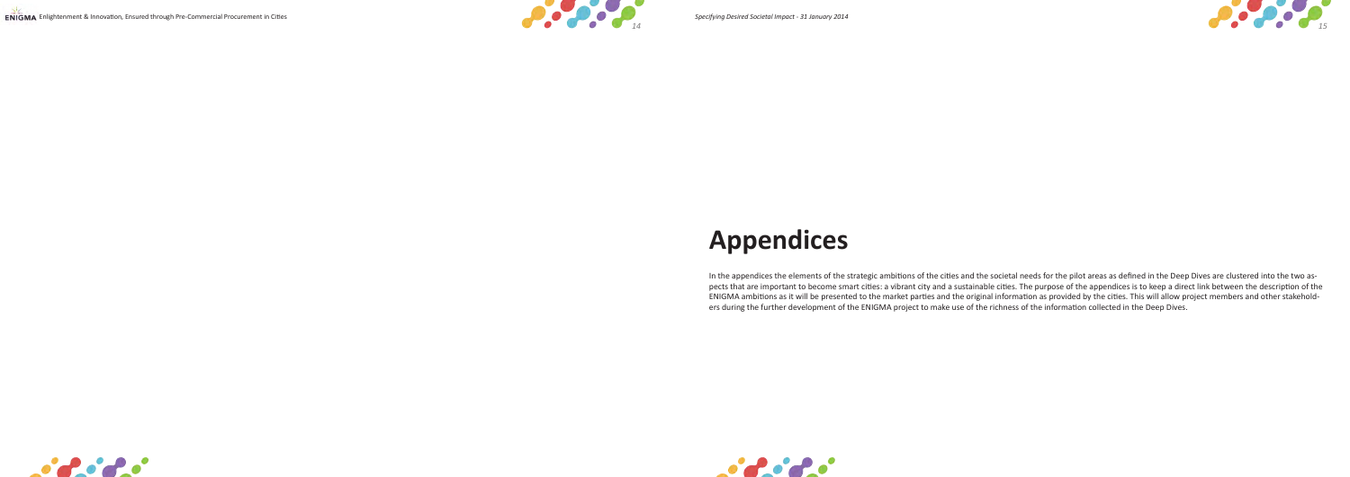# Appendices

In the appendices the elements of the strategic ambitions of the cities and the societal needs for the pilot areas as defined in the Deep Dives are clustered into the two aspects that are important to become smart cities: a vibrant city and a sustainable cities. The purpose of the appendices is to keep a direct link between the description of the ENIGMA ambitions as it will be presented to the market parties and the original information as provided by the cities. This will allow project members and other stakeholders during the further development of the ENIGMA project to make use of the richness of the information collected in the Deep Dives.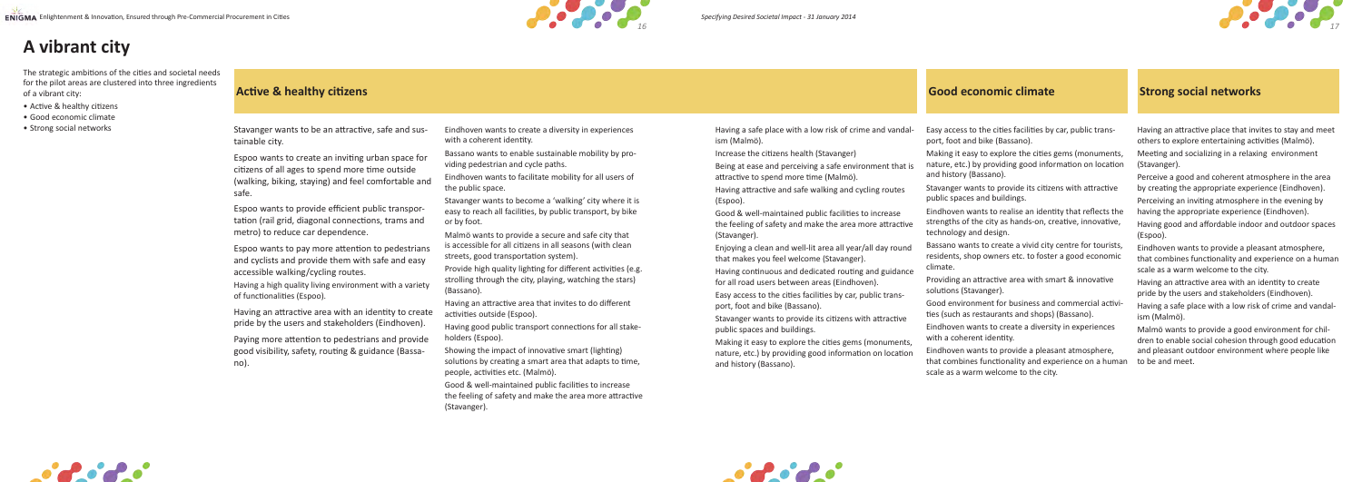# A vibrant city

The strategic ambitions of the cities and societal needs for the pilot areas are clustered into three ingredients of a vibrant city:

- Active & healthy citizens
- Good economic climate
- Strong social networks

## Active & healthy citizens

Stavanger wants to be an attractive, safe and sustainable city.

Espoo wants to create an inviting urban space for citizens of all ages to spend more time outside (walking, biking, staying) and feel comfortable and safe.

Espoo wants to provide efficient public transportation (rail grid, diagonal connections, trams and metro) to reduce car dependence.

Espoo wants to pay more attention to pedestrians and cyclists and provide them with safe and easy accessible walking/cycling routes.

Having a high quality living environment with a variety of functionalities (Espoo).

Having an attractive area with an identity to create pride by the users and stakeholders (Eindhoven).

Paying more attention to pedestrians and provide good visibility, safety, routing & guidance (Bassano).

Eindhoven wants to create a diversity in experiences with a coherent identity.

Bassano wants to enable sustainable mobility by providing pedestrian and cycle paths.

Eindhoven wants to facilitate mobility for all users of the public space.

Stavanger wants to become a 'walking' city where it is easy to reach all facilities, by public transport, by bike or by foot.

Malmö wants to provide a secure and safe city that is accessible for all citizens in all seasons (with clean streets, good transportation system).

Provide high quality lighting for different activities (e.g. strolling through the city, playing, watching the stars) (Bassano).

Having an attractive area that invites to do different activities outside (Espoo).

Having good public transport connections for all stakeholders (Espoo).

Showing the impact of innovative smart (lighting) solutions by creating a smart area that adapts to time, people, activities etc. (Malmö).

Good & well-maintained public facilities to increase the feeling of safety and make the area more attractive (Stavanger).

Having a safe place with a low risk of crime and vandalism (Malmö).

Increase the citizens health (Stavanger)

Being at ease and perceiving a safe environment that is attractive to spend more time (Malmö).

Having attractive and safe walking and cycling routes (Espoo).

Good & well-maintained public facilities to increase the feeling of safety and make the area more attractive (Stavanger).

Enjoying a clean and well-lit area all year/all day round that makes you feel welcome (Stavanger).

Having continuous and dedicated routing and guidance for all road users between areas (Eindhoven).

Easy access to the cities facilities by car, public transport, foot and bike (Bassano).

Stavanger wants to provide its citizens with attractive public spaces and buildings.

Making it easy to explore the cities gems (monuments, nature, etc.) by providing good information on location and history (Bassano).

## Good economic climate

Easy access to the cities facilities by car, public transport, foot and bike (Bassano).

Making it easy to explore the cities gems (monuments, nature, etc.) by providing good information on location and history (Bassano).

Stavanger wants to provide its citizens with attractive public spaces and buildings.

Eindhoven wants to realise an identity that reflects the strengths of the city as hands-on, creative, innovative, technology and design.

Bassano wants to create a vivid city centre for tourists, residents, shop owners etc. to foster a good economic climate.

Providing an attractive area with smart & innovative solutions (Stavanger).

Good environment for business and commercial activities (such as restaurants and shops) (Bassano).

Eindhoven wants to create a diversity in experiences with a coherent identity.

Eindhoven wants to provide a pleasant atmosphere, that combines functionality and experience on a human scale as a warm welcome to the city.

## Strong social networks

Having an attractive place that invites to stay and meet others to explore entertaining activities (Malmö).

Meeting and socializing in a relaxing environment (Stavanger).

Perceive a good and coherent atmosphere in the area by creating the appropriate experience (Eindhoven).

Perceiving an inviting atmosphere in the evening by having the appropriate experience (Eindhoven).

Having good and affordable indoor and outdoor spaces (Espoo).

Eindhoven wants to provide a pleasant atmosphere, that combines functionality and experience on a human scale as a warm welcome to the city.

Having an attractive area with an identity to create pride by the users and stakeholders (Eindhoven).

Having a safe place with a low risk of crime and vandalism (Malmö).

Malmö wants to provide a good environment for children to enable social cohesion through good education and pleasant outdoor environment where people like to be and meet.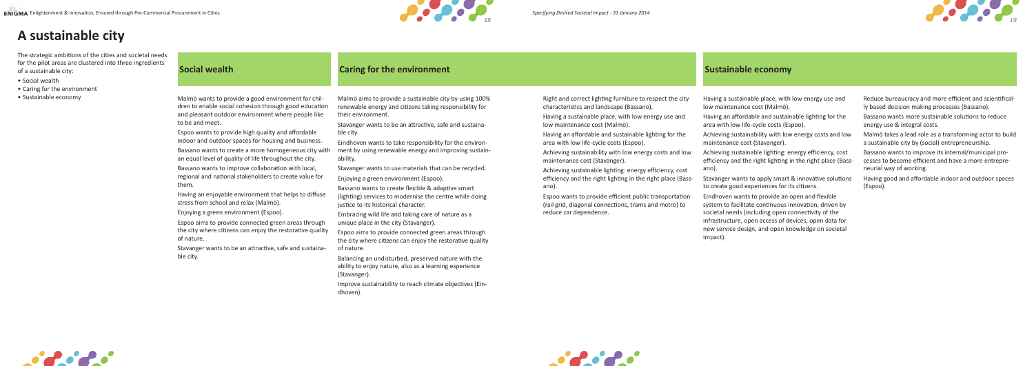# A sustainable city

The strategic ambitions of the cities and societal needs for the pilot areas are clustered into three ingredients of a sustainable city:

- Social wealth
- Caring for the environment
- Sustainable economy

## Social wealth

Malmö wants to provide a good environment for children to enable social cohesion through good education and pleasant outdoor environment where people like to be and meet.

Espoo wants to provide high quality and affordable indoor and outdoor spaces for housing and business.

Bassano wants to create a more homogeneous city with an equal level of quality of life throughout the city.

Bassano wants to improve collaboration with local, regional and national stakeholders to create value for them.

Having an enjoyable environment that helps to diffuse stress from school and relax (Malmö).

Enjoying a green environment (Espoo).

Espoo aims to provide connected green areas through the city where citizens can enjoy the restorative quality of nature.

Stavanger wants to be an attractive, safe and sustainable city.

## Caring for the environment

Malmö aims to provide a sustainable city by using 100% renewable energy and citizens taking responsibility for their environment.

Stavanger wants to be an attractive, safe and sustainable city.

Eindhoven wants to take responsibility for the environment by using renewable energy and improving sustainability.

Stavanger wants to use materials that can be recycled.

Enjoying a green environment (Espoo).

Bassano wants to create flexible & adaptive smart (lighting) services to modernise the centre while doing justice to its historical character.

Embracing wild life and taking care of nature as a unique place in the city (Stavanger).

Espoo aims to provide connected green areas through the city where citizens can enjoy the restorative quality of nature.

Balancing an undisturbed, preserved nature with the ability to enjoy nature, also as a learning experience (Stavanger).

Improve sustainability to reach climate objectives (Eindhoven).

Right and correct lighting furniture to respect the city characteristics and landscape (Bassano).

Having a sustainable place, with low energy use and low maintenance cost (Malmö).

Having an affordable and sustainable lighting for the area with low life-cycle costs (Espoo).

Achieving sustainability with low energy costs and low maintenance cost (Stavanger).

Achieving sustainable lighting: energy efficiency, cost efficiency and the right lighting in the right place (Bassano).

Espoo wants to provide efficient public transportation (rail grid, diagonal connections, trams and metro) to reduce car dependence.

## Sustainable economy

Having a sustainable place, with low energy use and low maintenance cost (Malmö).

Having an affordable and sustainable lighting for the area with low life-cycle costs (Espoo).

Achieving sustainability with low energy costs and low maintenance cost (Stavanger).

Achieving sustainable lighting: energy efficiency, cost efficiency and the right lighting in the right place (Bassano).

Stavanger wants to apply smart & innovative solutions to create good experiences for its citizens.

Eindhoven wants to provide an open and flexible system to facilitate continuous innovation, driven by societal needs (including open connectivity of the infrastructure, open access of devices, open data for new service design, and open knowledge on societal impact).

Reduce bureaucracy and more efficient and scientifically based decision making processes (Bassano).

Bassano wants more sustainable solutions to reduce energy use & integral costs.

Malmö takes a lead role as a transforming actor to build a sustainable city by (social) entrepreneurship.

Bassano wants to improve its internal/municipal processes to become efficient and have a more entrepreneurial way of working.

Having good and affordable indoor and outdoor spaces (Espoo).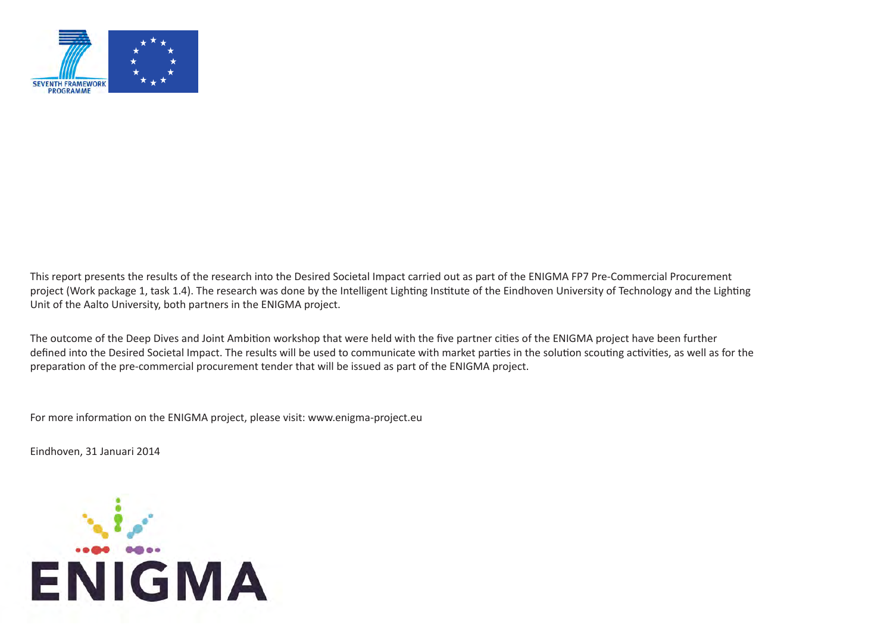This report presents the results of the research into the Desired Societal Impact carried out as part of the ENIGMA FP7 Pre-Commercial Procurement project (Work package 1, task 1.4). The research was done by the Intelligent Lighting Institute of the Eindhoven University of Technology and the Lighting Unit of the Aalto University, both partners in the ENIGMA project.

The outcome of the Deep Dives and Joint Ambition workshop that were held with the five partner cities of the ENIGMA project have been further defined into the Desired Societal Impact. The results will be used to communicate with market parties in the solution scouting activities, as well as for the preparation of the pre-commercial procurement tender that will be issued as part of the ENIGMA project.

For more information on the ENIGMA project, please visit: www.enigma-project.eu

Eindhoven, 31 Januari 2014